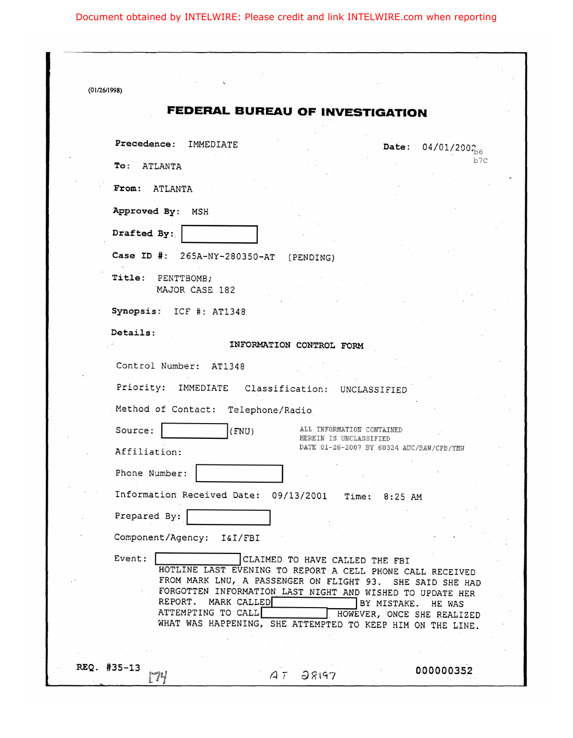(01/26/1998)

# FEDERAL BUREAU OF INVESTIGATION

**Precedence:** IMMEDIATE **Date:** 04/01/2002

b6
b7C

**To:** ATLANTA

**From:** ATLANTA

**Approved By:** MSH

**Drafted By:** [REDACTED]

**Case ID #:** 265A-NY-280350-AT (PENDING)

**Title:** PENTTBOMB;
MAJOR CASE 182

**Synopsis:** ICF #: AT1348

**Details:**

INFORMATION CONTROL FORM

Control Number: AT1348

Priority: IMMEDIATE Classification: UNCLASSIFIED

Method of Contact: Telephone/Radio

Source: [REDACTED] (FNU)

ALL INFORMATION CONTAINED
HEREIN IS UNCLASSIFIED
DATE 01-26-2007 BY 60324 AUC/BAW/CPB/YMU

Affiliation:

Phone Number: [REDACTED]

Information Received Date: 09/13/2001 Time: 8:25 AM

Prepared By: [REDACTED]

Component/Agency: I&I/FBI

Event: [REDACTED] CLAIMED TO HAVE CALLED THE FBI HOTLINE LAST EVENING TO REPORT A CELL PHONE CALL RECEIVED FROM MARK LNU, A PASSENGER ON FLIGHT 93. SHE SAID SHE HAD FORGOTTEN INFORMATION LAST NIGHT AND WISHED TO UPDATE HER REPORT. MARK CALLED [REDACTED] BY MISTAKE. HE WAS ATTEMPTING TO CALL [REDACTED] HOWEVER, ONCE SHE REALIZED WHAT WAS HAPPENING, SHE ATTEMPTED TO KEEP HIM ON THE LINE.

REQ. #35-13 174 AT 28197 000000352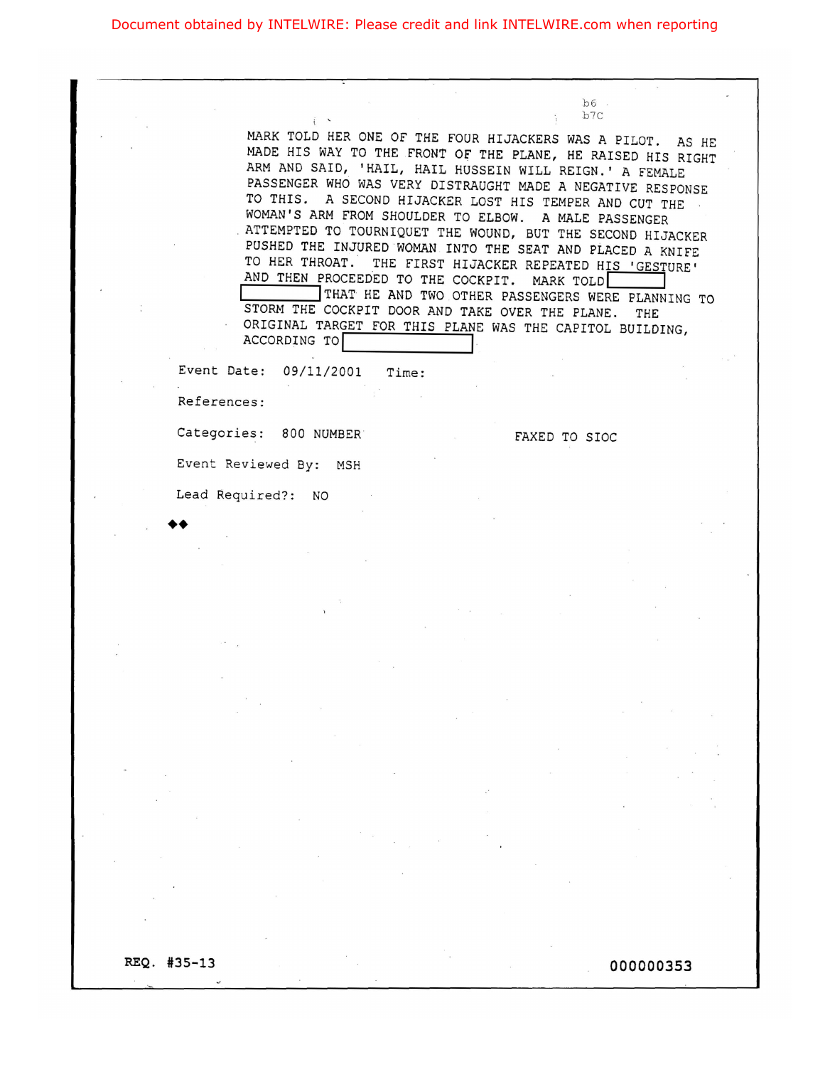Document obtained by INTELWIRE: Please credit and link INTELWIRE.com when reporting

b6
b7C

MARK TOLD HER ONE OF THE FOUR HIJACKERS WAS A PILOT. AS HE MADE HIS WAY TO THE FRONT OF THE PLANE, HE RAISED HIS RIGHT ARM AND SAID, 'HAIL, HAIL HUSSEIN WILL REIGN.' A FEMALE PASSENGER WHO WAS VERY DISTRAUGHT MADE A NEGATIVE RESPONSE TO THIS. A SECOND HIJACKER LOST HIS TEMPER AND CUT THE WOMAN'S ARM FROM SHOULDER TO ELBOW. A MALE PASSENGER ATTEMPTED TO TOURNIQUET THE WOUND, BUT THE SECOND HIJACKER PUSHED THE INJURED WOMAN INTO THE SEAT AND PLACED A KNIFE TO HER THROAT. THE FIRST HIJACKER REPEATED HIS 'GESTURE' AND THEN PROCEEDED TO THE COCKPIT. MARK TOLD [REDACTED] THAT HE AND TWO OTHER PASSENGERS WERE PLANNING TO STORM THE COCKPIT DOOR AND TAKE OVER THE PLANE. THE ORIGINAL TARGET FOR THIS PLANE WAS THE CAPITOL BUILDING, ACCORDING TO [REDACTED]

Event Date: 09/11/2001 Time:

References:

Categories: 800 NUMBER FAXED TO SIOC

Event Reviewed By: MSH

Lead Required?: NO

◆◆

REQ. #35-13 000000353